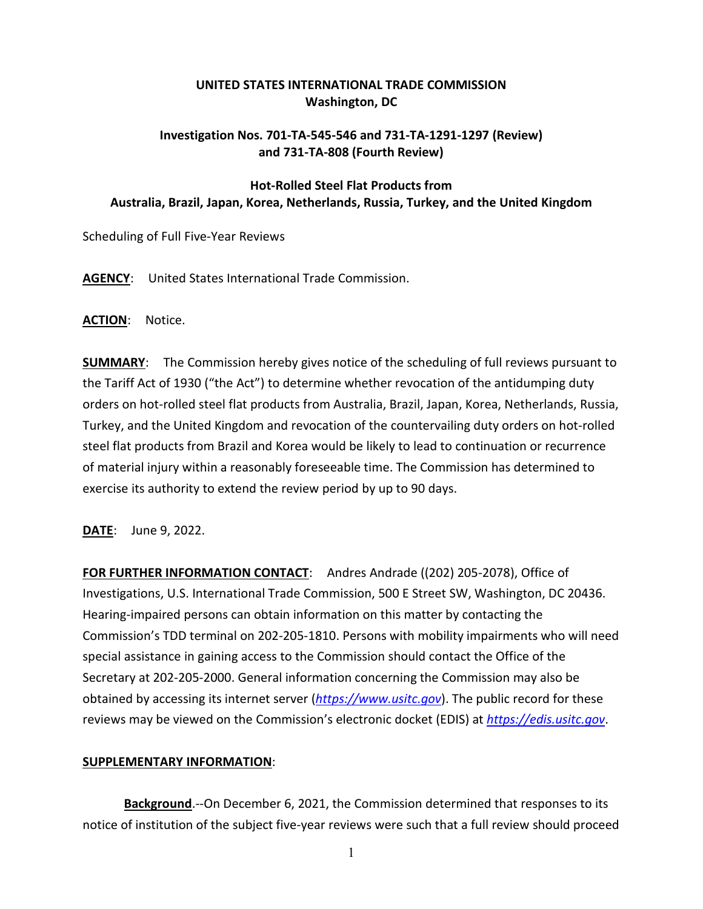**UNITED STATES INTERNATIONAL TRADE COMMISSION**
**Washington, DC**

**Investigation Nos. 701-TA-545-546 and 731-TA-1291-1297 (Review) and 731-TA-808 (Fourth Review)**

**Hot-Rolled Steel Flat Products from Australia, Brazil, Japan, Korea, Netherlands, Russia, Turkey, and the United Kingdom**

Scheduling of Full Five-Year Reviews

**AGENCY**: United States International Trade Commission.

**ACTION**: Notice.

**SUMMARY**: The Commission hereby gives notice of the scheduling of full reviews pursuant to the Tariff Act of 1930 ("the Act") to determine whether revocation of the antidumping duty orders on hot-rolled steel flat products from Australia, Brazil, Japan, Korea, Netherlands, Russia, Turkey, and the United Kingdom and revocation of the countervailing duty orders on hot-rolled steel flat products from Brazil and Korea would be likely to lead to continuation or recurrence of material injury within a reasonably foreseeable time. The Commission has determined to exercise its authority to extend the review period by up to 90 days.

**DATE**: June 9, 2022.

**FOR FURTHER INFORMATION CONTACT**: Andres Andrade ((202) 205-2078), Office of Investigations, U.S. International Trade Commission, 500 E Street SW, Washington, DC 20436. Hearing-impaired persons can obtain information on this matter by contacting the Commission's TDD terminal on 202-205-1810. Persons with mobility impairments who will need special assistance in gaining access to the Commission should contact the Office of the Secretary at 202-205-2000. General information concerning the Commission may also be obtained by accessing its internet server (*https://www.usitc.gov*). The public record for these reviews may be viewed on the Commission's electronic docket (EDIS) at *https://edis.usitc.gov*.

**SUPPLEMENTARY INFORMATION**:

**Background**.--On December 6, 2021, the Commission determined that responses to its notice of institution of the subject five-year reviews were such that a full review should proceed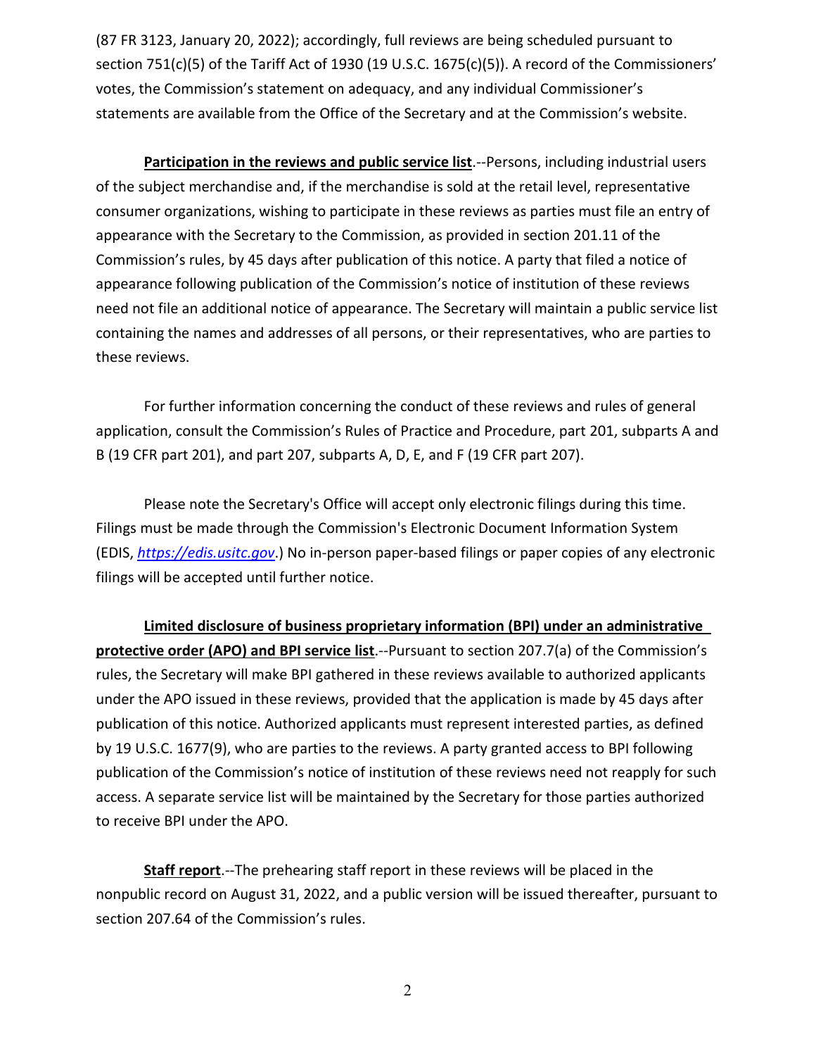(87 FR 3123, January 20, 2022); accordingly, full reviews are being scheduled pursuant to section 751(c)(5) of the Tariff Act of 1930 (19 U.S.C. 1675(c)(5)). A record of the Commissioners' votes, the Commission's statement on adequacy, and any individual Commissioner's statements are available from the Office of the Secretary and at the Commission's website.

**Participation in the reviews and public service list**.--Persons, including industrial users of the subject merchandise and, if the merchandise is sold at the retail level, representative consumer organizations, wishing to participate in these reviews as parties must file an entry of appearance with the Secretary to the Commission, as provided in section 201.11 of the Commission's rules, by 45 days after publication of this notice. A party that filed a notice of appearance following publication of the Commission's notice of institution of these reviews need not file an additional notice of appearance. The Secretary will maintain a public service list containing the names and addresses of all persons, or their representatives, who are parties to these reviews.

For further information concerning the conduct of these reviews and rules of general application, consult the Commission's Rules of Practice and Procedure, part 201, subparts A and B (19 CFR part 201), and part 207, subparts A, D, E, and F (19 CFR part 207).

Please note the Secretary's Office will accept only electronic filings during this time. Filings must be made through the Commission's Electronic Document Information System (EDIS, *https://edis.usitc.gov*.) No in-person paper-based filings or paper copies of any electronic filings will be accepted until further notice.

**Limited disclosure of business proprietary information (BPI) under an administrative protective order (APO) and BPI service list**.--Pursuant to section 207.7(a) of the Commission's rules, the Secretary will make BPI gathered in these reviews available to authorized applicants under the APO issued in these reviews, provided that the application is made by 45 days after publication of this notice. Authorized applicants must represent interested parties, as defined by 19 U.S.C. 1677(9), who are parties to the reviews. A party granted access to BPI following publication of the Commission's notice of institution of these reviews need not reapply for such access. A separate service list will be maintained by the Secretary for those parties authorized to receive BPI under the APO.

**Staff report**.--The prehearing staff report in these reviews will be placed in the nonpublic record on August 31, 2022, and a public version will be issued thereafter, pursuant to section 207.64 of the Commission's rules.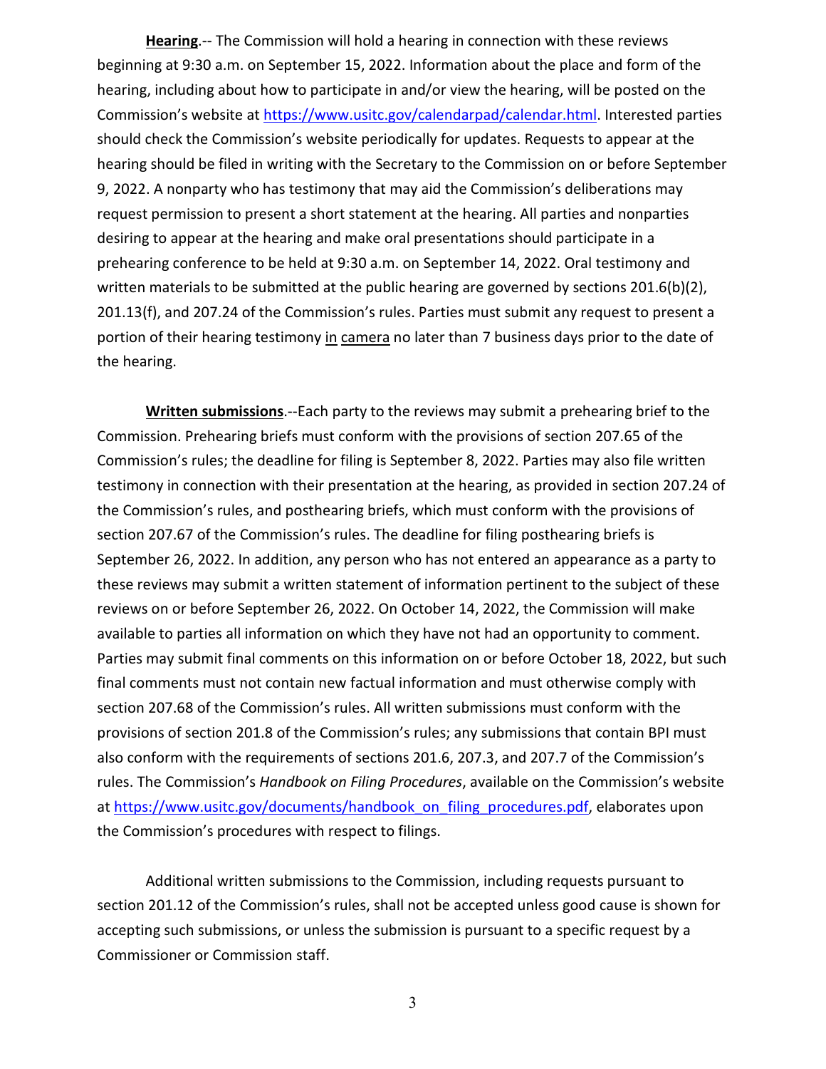**Hearing**.-- The Commission will hold a hearing in connection with these reviews beginning at 9:30 a.m. on September 15, 2022. Information about the place and form of the hearing, including about how to participate in and/or view the hearing, will be posted on the Commission's website at https://www.usitc.gov/calendarpad/calendar.html. Interested parties should check the Commission's website periodically for updates. Requests to appear at the hearing should be filed in writing with the Secretary to the Commission on or before September 9, 2022. A nonparty who has testimony that may aid the Commission's deliberations may request permission to present a short statement at the hearing. All parties and nonparties desiring to appear at the hearing and make oral presentations should participate in a prehearing conference to be held at 9:30 a.m. on September 14, 2022. Oral testimony and written materials to be submitted at the public hearing are governed by sections 201.6(b)(2), 201.13(f), and 207.24 of the Commission's rules. Parties must submit any request to present a portion of their hearing testimony in camera no later than 7 business days prior to the date of the hearing.

**Written submissions**.--Each party to the reviews may submit a prehearing brief to the Commission. Prehearing briefs must conform with the provisions of section 207.65 of the Commission's rules; the deadline for filing is September 8, 2022. Parties may also file written testimony in connection with their presentation at the hearing, as provided in section 207.24 of the Commission's rules, and posthearing briefs, which must conform with the provisions of section 207.67 of the Commission's rules. The deadline for filing posthearing briefs is September 26, 2022. In addition, any person who has not entered an appearance as a party to these reviews may submit a written statement of information pertinent to the subject of these reviews on or before September 26, 2022. On October 14, 2022, the Commission will make available to parties all information on which they have not had an opportunity to comment. Parties may submit final comments on this information on or before October 18, 2022, but such final comments must not contain new factual information and must otherwise comply with section 207.68 of the Commission's rules. All written submissions must conform with the provisions of section 201.8 of the Commission's rules; any submissions that contain BPI must also conform with the requirements of sections 201.6, 207.3, and 207.7 of the Commission's rules. The Commission's *Handbook on Filing Procedures*, available on the Commission's website at https://www.usitc.gov/documents/handbook_on_filing_procedures.pdf, elaborates upon the Commission's procedures with respect to filings.

Additional written submissions to the Commission, including requests pursuant to section 201.12 of the Commission's rules, shall not be accepted unless good cause is shown for accepting such submissions, or unless the submission is pursuant to a specific request by a Commissioner or Commission staff.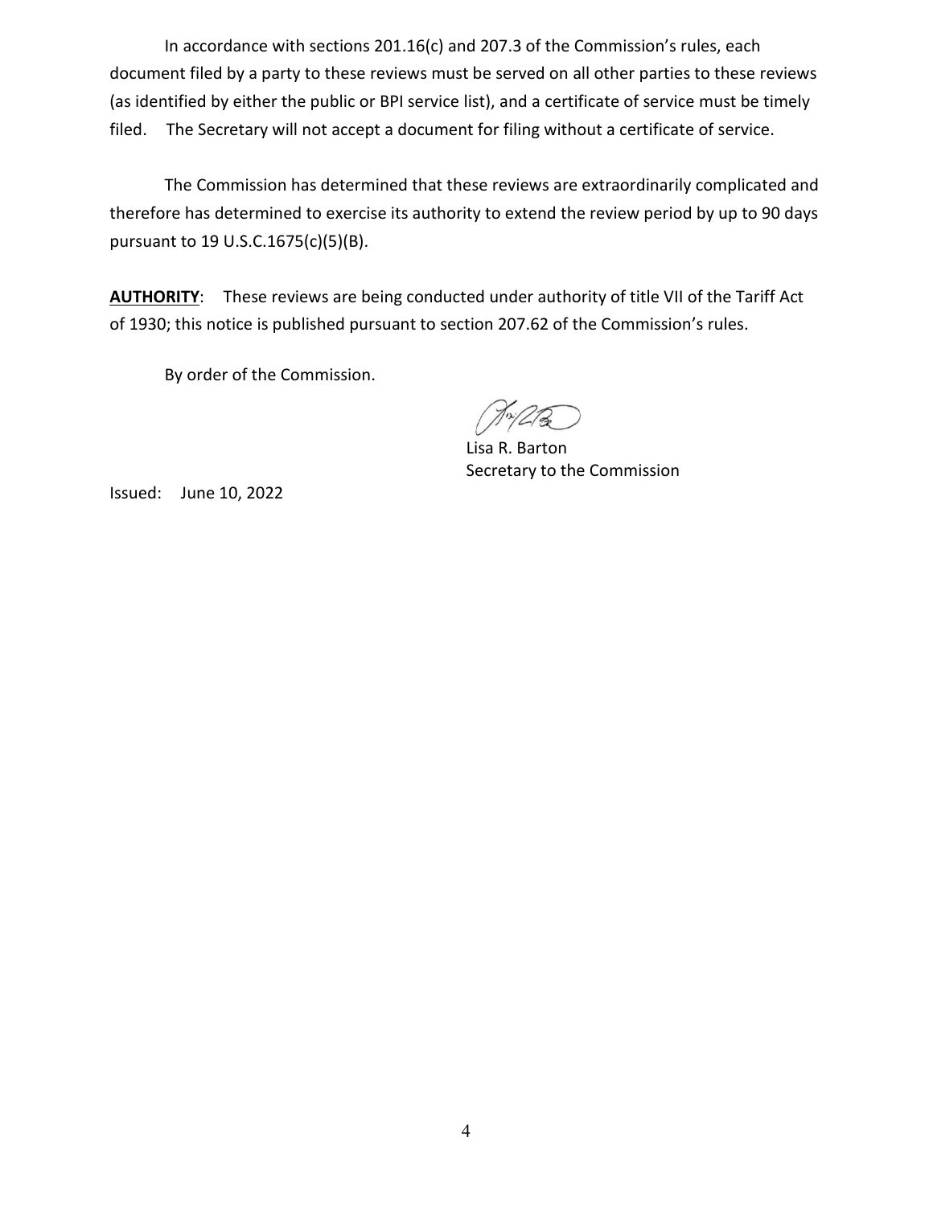In accordance with sections 201.16(c) and 207.3 of the Commission's rules, each document filed by a party to these reviews must be served on all other parties to these reviews (as identified by either the public or BPI service list), and a certificate of service must be timely filed. The Secretary will not accept a document for filing without a certificate of service.

The Commission has determined that these reviews are extraordinarily complicated and therefore has determined to exercise its authority to extend the review period by up to 90 days pursuant to 19 U.S.C.1675(c)(5)(B).

**AUTHORITY**: These reviews are being conducted under authority of title VII of the Tariff Act of 1930; this notice is published pursuant to section 207.62 of the Commission's rules.

By order of the Commission.

Lisa R. Barton
Secretary to the Commission

Issued: June 10, 2022